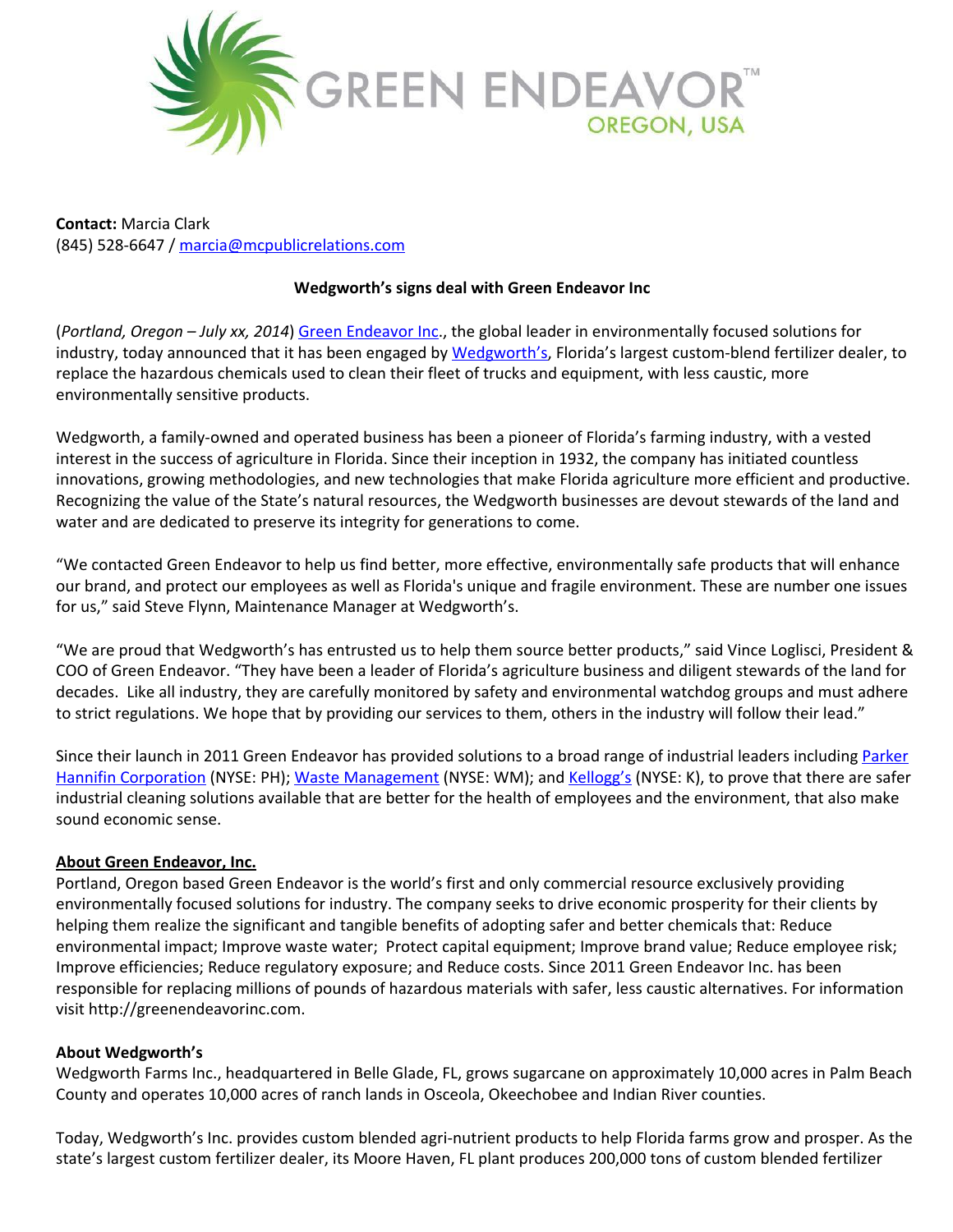GREEN ENDEAVOR™
OREGON, USA

**Contact:** Marcia Clark
(845) 528-6647 / marcia@mcpublicrelations.com

**Wedgworth's signs deal with Green Endeavor Inc**

(*Portland, Oregon – July xx, 2014*) Green Endeavor Inc., the global leader in environmentally focused solutions for industry, today announced that it has been engaged by Wedgworth's, Florida's largest custom-blend fertilizer dealer, to replace the hazardous chemicals used to clean their fleet of trucks and equipment, with less caustic, more environmentally sensitive products.

Wedgworth, a family-owned and operated business has been a pioneer of Florida's farming industry, with a vested interest in the success of agriculture in Florida. Since their inception in 1932, the company has initiated countless innovations, growing methodologies, and new technologies that make Florida agriculture more efficient and productive. Recognizing the value of the State's natural resources, the Wedgworth businesses are devout stewards of the land and water and are dedicated to preserve its integrity for generations to come.

"We contacted Green Endeavor to help us find better, more effective, environmentally safe products that will enhance our brand, and protect our employees as well as Florida's unique and fragile environment. These are number one issues for us," said Steve Flynn, Maintenance Manager at Wedgworth's.

"We are proud that Wedgworth's has entrusted us to help them source better products," said Vince Loglisci, President & COO of Green Endeavor. "They have been a leader of Florida's agriculture business and diligent stewards of the land for decades. Like all industry, they are carefully monitored by safety and environmental watchdog groups and must adhere to strict regulations. We hope that by providing our services to them, others in the industry will follow their lead."

Since their launch in 2011 Green Endeavor has provided solutions to a broad range of industrial leaders including Parker Hannifin Corporation (NYSE: PH); Waste Management (NYSE: WM); and Kellogg's (NYSE: K), to prove that there are safer industrial cleaning solutions available that are better for the health of employees and the environment, that also make sound economic sense.

**About Green Endeavor, Inc.**

Portland, Oregon based Green Endeavor is the world's first and only commercial resource exclusively providing environmentally focused solutions for industry. The company seeks to drive economic prosperity for their clients by helping them realize the significant and tangible benefits of adopting safer and better chemicals that: Reduce environmental impact; Improve waste water; Protect capital equipment; Improve brand value; Reduce employee risk; Improve efficiencies; Reduce regulatory exposure; and Reduce costs. Since 2011 Green Endeavor Inc. has been responsible for replacing millions of pounds of hazardous materials with safer, less caustic alternatives. For information visit http://greenendeavorinc.com.

**About Wedgworth's**

Wedgworth Farms Inc., headquartered in Belle Glade, FL, grows sugarcane on approximately 10,000 acres in Palm Beach County and operates 10,000 acres of ranch lands in Osceola, Okeechobee and Indian River counties.

Today, Wedgworth's Inc. provides custom blended agri-nutrient products to help Florida farms grow and prosper. As the state's largest custom fertilizer dealer, its Moore Haven, FL plant produces 200,000 tons of custom blended fertilizer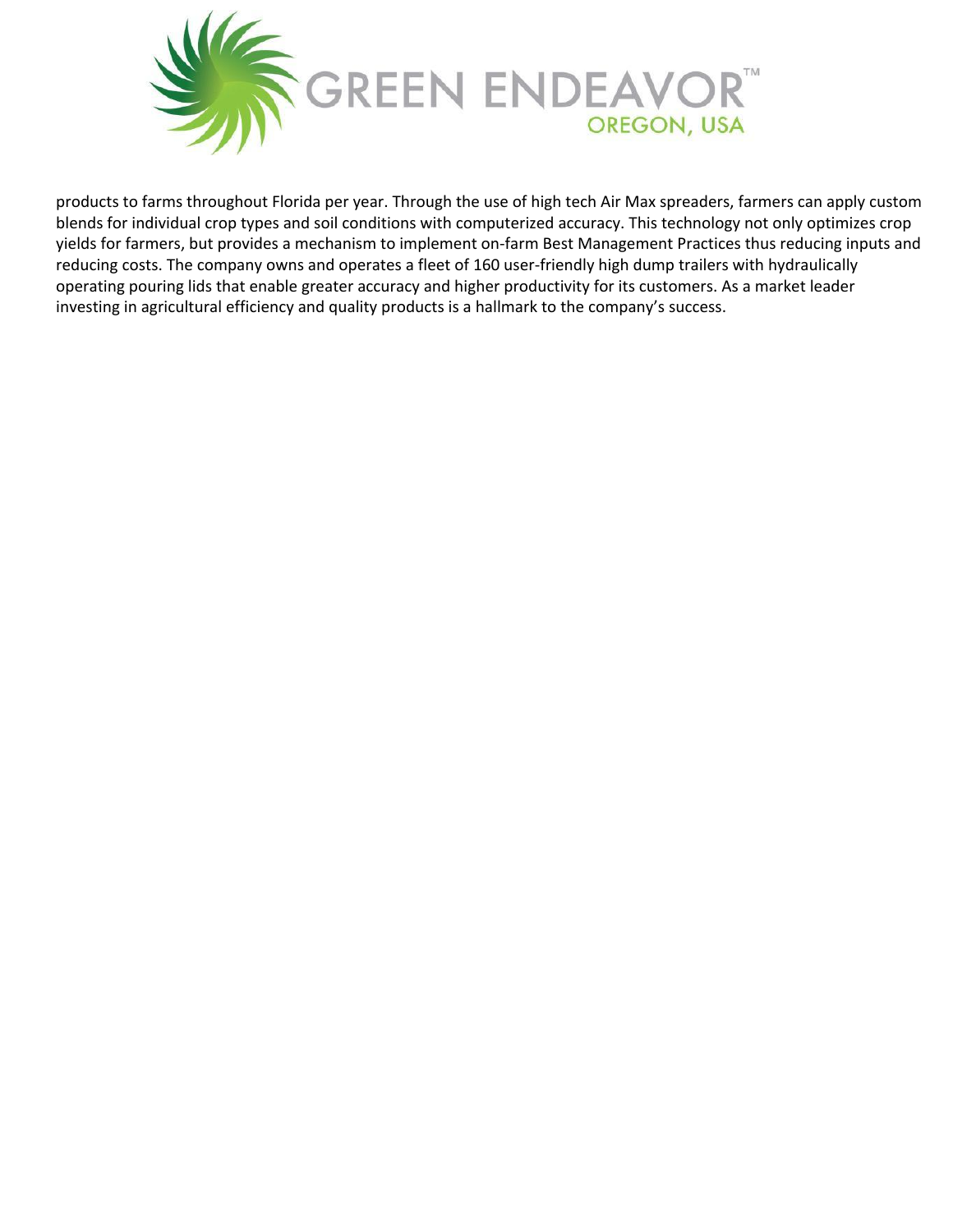products to farms throughout Florida per year. Through the use of high tech Air Max spreaders, farmers can apply custom blends for individual crop types and soil conditions with computerized accuracy. This technology not only optimizes crop yields for farmers, but provides a mechanism to implement on-farm Best Management Practices thus reducing inputs and reducing costs. The company owns and operates a fleet of 160 user-friendly high dump trailers with hydraulically operating pouring lids that enable greater accuracy and higher productivity for its customers. As a market leader investing in agricultural efficiency and quality products is a hallmark to the company's success.